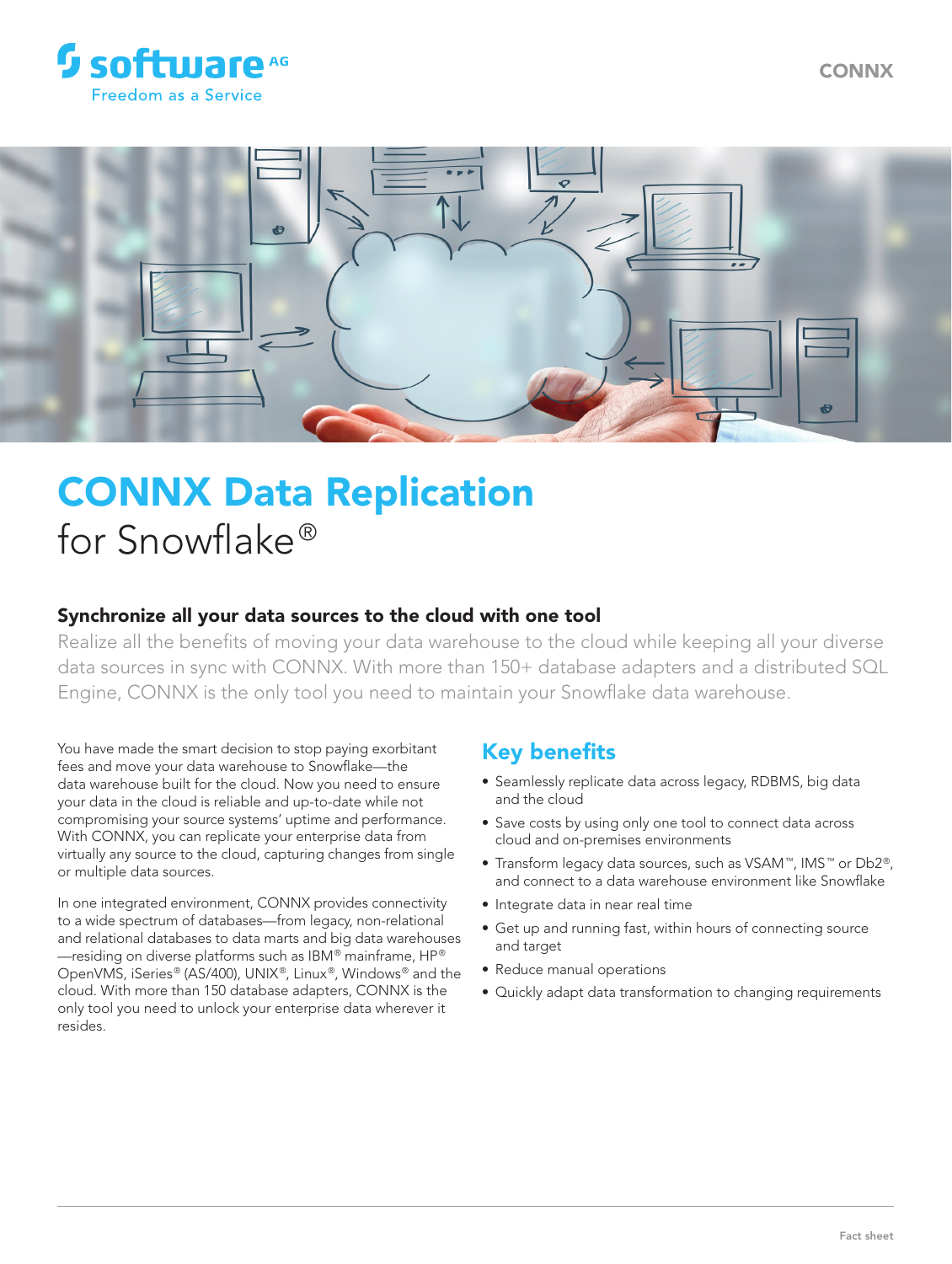# CONNX Data Replication

for Snowflake®

### Synchronize all your data sources to the cloud with one tool

Realize all the benefits of moving your data warehouse to the cloud while keeping all your diverse data sources in sync with CONNX. With more than 150+ database adapters and a distributed SQL Engine, CONNX is the only tool you need to maintain your Snowflake data warehouse.

You have made the smart decision to stop paying exorbitant fees and move your data warehouse to Snowflake—the data warehouse built for the cloud. Now you need to ensure your data in the cloud is reliable and up-to-date while not compromising your source systems' uptime and performance. With CONNX, you can replicate your enterprise data from virtually any source to the cloud, capturing changes from single or multiple data sources.

In one integrated environment, CONNX provides connectivity to a wide spectrum of databases—from legacy, non-relational and relational databases to data marts and big data warehouses —residing on diverse platforms such as IBM® mainframe, HP® OpenVMS, iSeries® (AS/400), UNIX®, Linux®, Windows® and the cloud. With more than 150 database adapters, CONNX is the only tool you need to unlock your enterprise data wherever it resides.

## Key benefits

- Seamlessly replicate data across legacy, RDBMS, big data and the cloud
- Save costs by using only one tool to connect data across cloud and on-premises environments
- Transform legacy data sources, such as VSAM™, IMS™ or Db2®, and connect to a data warehouse environment like Snowflake
- Integrate data in near real time
- Get up and running fast, within hours of connecting source and target
- Reduce manual operations
- Quickly adapt data transformation to changing requirements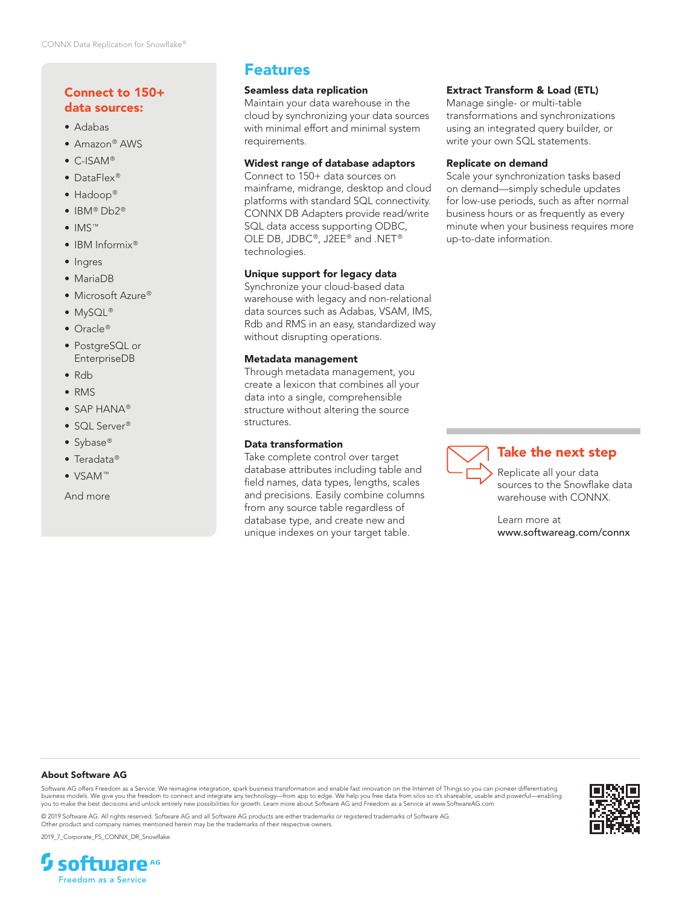## Connect to 150+ data sources:

- Adabas
- Amazon® AWS
- C-ISAM®
- DataFlex®
- Hadoop®
- IBM® Db2®
- IMS™
- IBM Informix®
- Ingres
- MariaDB
- Microsoft Azure®
- MySQL®
- Oracle®
- PostgreSQL or EnterpriseDB
- Rdb
- RMS
- SAP HANA®
- SQL Server®
- Sybase®
- Teradata®
- VSAM™

And more

# Features

**Seamless data replication**
Maintain your data warehouse in the cloud by synchronizing your data sources with minimal effort and minimal system requirements.

**Widest range of database adaptors**
Connect to 150+ data sources on mainframe, midrange, desktop and cloud platforms with standard SQL connectivity. CONNX DB Adapters provide read/write SQL data access supporting ODBC, OLE DB, JDBC®, J2EE® and .NET® technologies.

**Unique support for legacy data**
Synchronize your cloud-based data warehouse with legacy and non-relational data sources such as Adabas, VSAM, IMS, Rdb and RMS in an easy, standardized way without disrupting operations.

**Metadata management**
Through metadata management, you create a lexicon that combines all your data into a single, comprehensible structure without altering the source structures.

**Data transformation**
Take complete control over target database attributes including table and field names, data types, lengths, scales and precisions. Easily combine columns from any source table regardless of database type, and create new and unique indexes on your target table.

**Extract Transform & Load (ETL)**
Manage single- or multi-table transformations and synchronizations using an integrated query builder, or write your own SQL statements.

**Replicate on demand**
Scale your synchronization tasks based on demand—simply schedule updates for low-use periods, such as after normal business hours or as frequently as every minute when your business requires more up-to-date information.

## Take the next step

Replicate all your data sources to the Snowflake data warehouse with CONNX.

Learn more at
www.softwareag.com/connx

**About Software AG**

Software AG offers Freedom as a Service. We reimagine integration, spark business transformation and enable fast innovation on the Internet of Things so you can pioneer differentiating business models. We give you the freedom to connect and integrate any technology—from app to edge. We help you free data from silos so it's shareable, usable and powerful—enabling you to make the best decisions and unlock entirely new possibilities for growth. Learn more about Software AG and Freedom as a Service at www.SoftwareAG.com

© 2019 Software AG. All rights reserved. Software AG and all Software AG products are either trademarks or registered trademarks of Software AG. Other product and company names mentioned herein may be the trademarks of their respective owners.

2019_7_Corporate_FS_CONNX_DR_Snowflake

software AG
Freedom as a Service